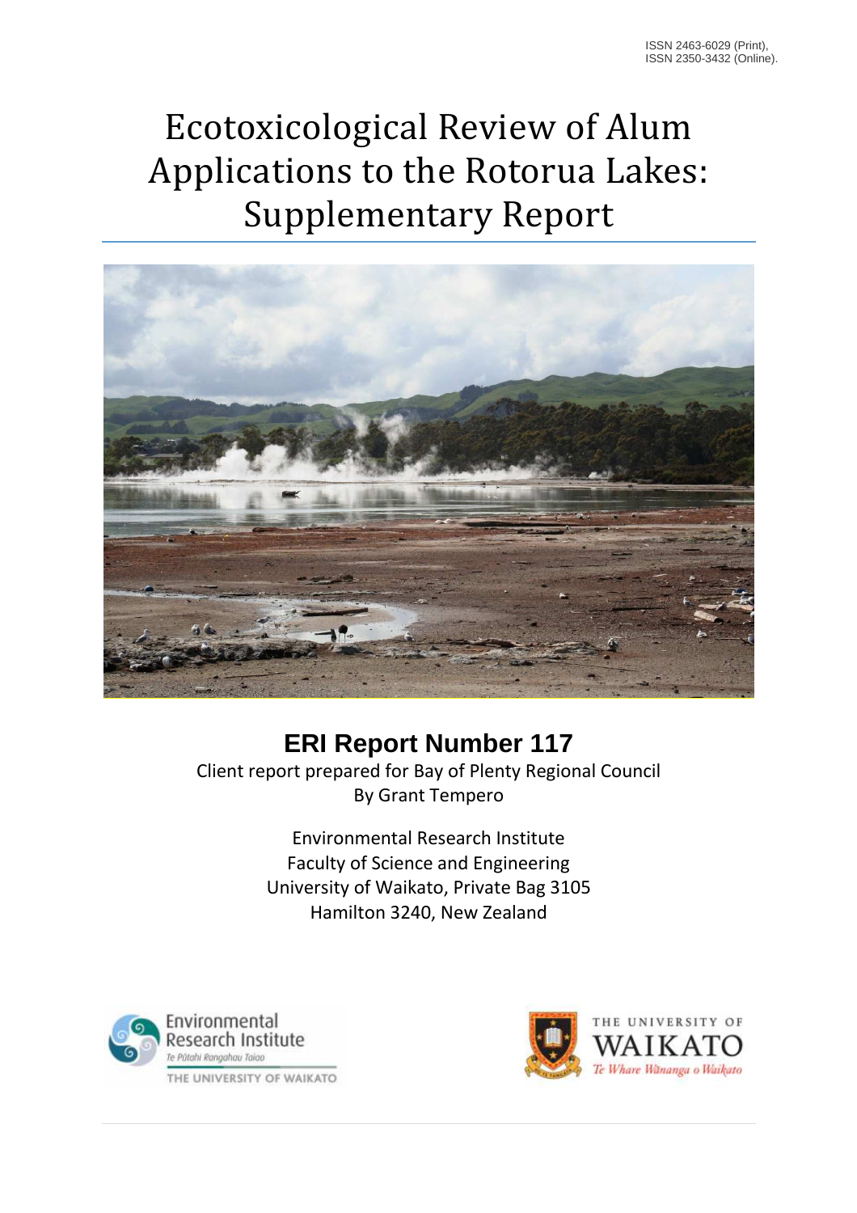ISSN 2463-6029 (Print),
ISSN 2350-3432 (Online).

# Ecotoxicological Review of Alum Applications to the Rotorua Lakes: Supplementary Report

## ERI Report Number 117

Client report prepared for Bay of Plenty Regional Council
By Grant Tempero

Environmental Research Institute
Faculty of Science and Engineering
University of Waikato, Private Bag 3105
Hamilton 3240, New Zealand

Environmental Research Institute
Te Pūtahi Rangahau Taiao
THE UNIVERSITY OF WAIKATO

THE UNIVERSITY OF WAIKATO
Te Whare Wānanga o Waikato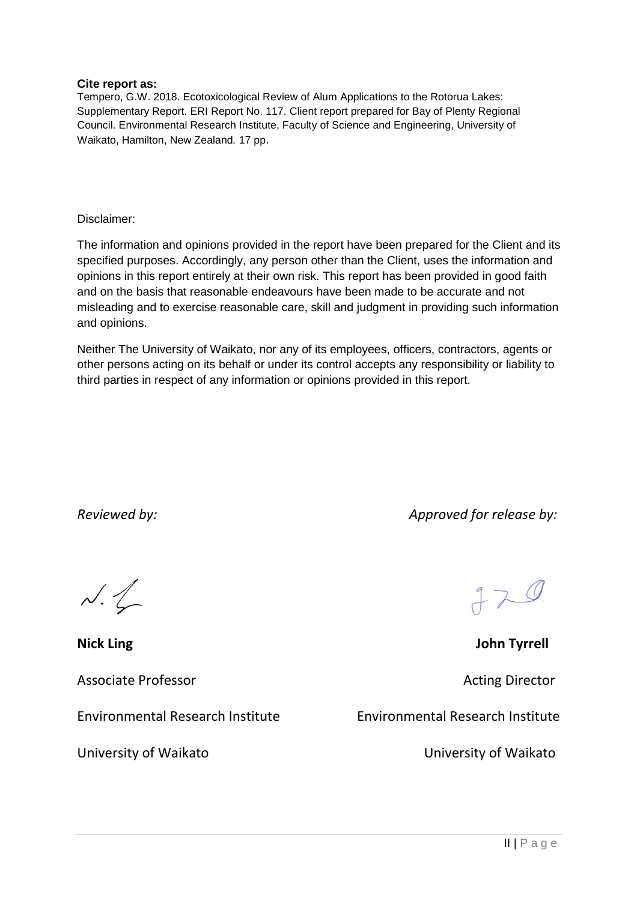**Cite report as:**

Tempero, G.W. 2018. Ecotoxicological Review of Alum Applications to the Rotorua Lakes: Supplementary Report. ERI Report No. 117. Client report prepared for Bay of Plenty Regional Council. Environmental Research Institute, Faculty of Science and Engineering, University of Waikato, Hamilton, New Zealand*.* 17 pp.

Disclaimer:

The information and opinions provided in the report have been prepared for the Client and its specified purposes. Accordingly, any person other than the Client, uses the information and opinions in this report entirely at their own risk. This report has been provided in good faith and on the basis that reasonable endeavours have been made to be accurate and not misleading and to exercise reasonable care, skill and judgment in providing such information and opinions.

Neither The University of Waikato, nor any of its employees, officers, contractors, agents or other persons acting on its behalf or under its control accepts any responsibility or liability to third parties in respect of any information or opinions provided in this report.

*Reviewed by:*

**Nick Ling**

Associate Professor

Environmental Research Institute

University of Waikato

*Approved for release by:*

**John Tyrrell**

Acting Director

Environmental Research Institute

University of Waikato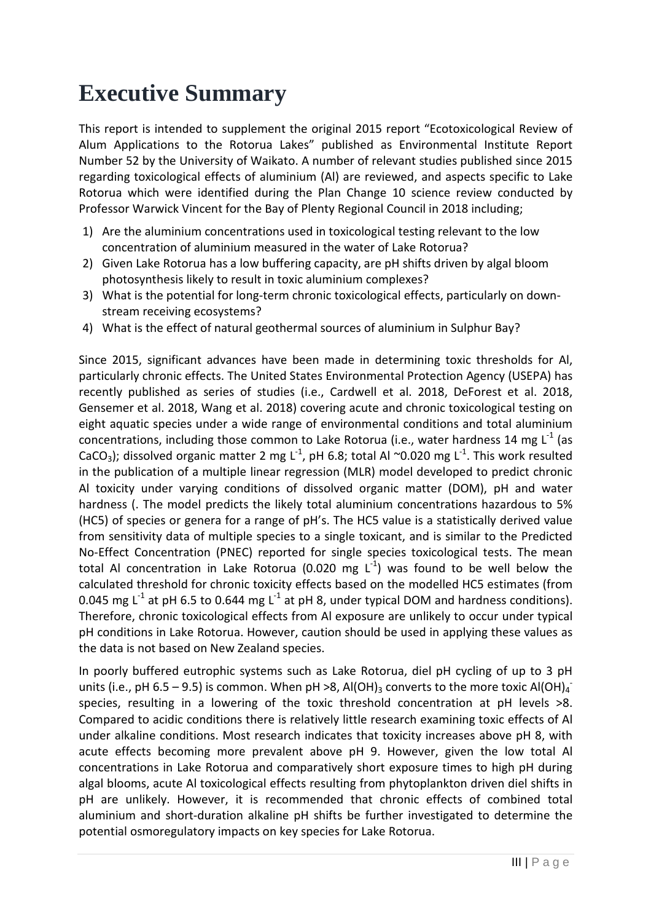# Executive Summary

This report is intended to supplement the original 2015 report "Ecotoxicological Review of Alum Applications to the Rotorua Lakes" published as Environmental Institute Report Number 52 by the University of Waikato. A number of relevant studies published since 2015 regarding toxicological effects of aluminium (Al) are reviewed, and aspects specific to Lake Rotorua which were identified during the Plan Change 10 science review conducted by Professor Warwick Vincent for the Bay of Plenty Regional Council in 2018 including;

1) Are the aluminium concentrations used in toxicological testing relevant to the low concentration of aluminium measured in the water of Lake Rotorua?
2) Given Lake Rotorua has a low buffering capacity, are pH shifts driven by algal bloom photosynthesis likely to result in toxic aluminium complexes?
3) What is the potential for long-term chronic toxicological effects, particularly on down-stream receiving ecosystems?
4) What is the effect of natural geothermal sources of aluminium in Sulphur Bay?

Since 2015, significant advances have been made in determining toxic thresholds for Al, particularly chronic effects. The United States Environmental Protection Agency (USEPA) has recently published as series of studies (i.e., Cardwell et al. 2018, DeForest et al. 2018, Gensemer et al. 2018, Wang et al. 2018) covering acute and chronic toxicological testing on eight aquatic species under a wide range of environmental conditions and total aluminium concentrations, including those common to Lake Rotorua (i.e., water hardness 14 mg $L^{-1}$ (as $CaCO_3$); dissolved organic matter 2 mg $L^{-1}$, pH 6.8; total Al ~0.020 mg $L^{-1}$. This work resulted in the publication of a multiple linear regression (MLR) model developed to predict chronic Al toxicity under varying conditions of dissolved organic matter (DOM), pH and water hardness (. The model predicts the likely total aluminium concentrations hazardous to 5% (HC5) of species or genera for a range of pH's. The HC5 value is a statistically derived value from sensitivity data of multiple species to a single toxicant, and is similar to the Predicted No-Effect Concentration (PNEC) reported for single species toxicological tests. The mean total Al concentration in Lake Rotorua (0.020 mg $L^{-1}$) was found to be well below the calculated threshold for chronic toxicity effects based on the modelled HC5 estimates (from 0.045 mg $L^{-1}$ at pH 6.5 to 0.644 mg $L^{-1}$ at pH 8, under typical DOM and hardness conditions). Therefore, chronic toxicological effects from Al exposure are unlikely to occur under typical pH conditions in Lake Rotorua. However, caution should be used in applying these values as the data is not based on New Zealand species.

In poorly buffered eutrophic systems such as Lake Rotorua, diel pH cycling of up to 3 pH units (i.e., pH 6.5 – 9.5) is common. When pH >8, $Al(OH)_3$ converts to the more toxic $Al(OH)_4^-$ species, resulting in a lowering of the toxic threshold concentration at pH levels >8. Compared to acidic conditions there is relatively little research examining toxic effects of Al under alkaline conditions. Most research indicates that toxicity increases above pH 8, with acute effects becoming more prevalent above pH 9. However, given the low total Al concentrations in Lake Rotorua and comparatively short exposure times to high pH during algal blooms, acute Al toxicological effects resulting from phytoplankton driven diel shifts in pH are unlikely. However, it is recommended that chronic effects of combined total aluminium and short-duration alkaline pH shifts be further investigated to determine the potential osmoregulatory impacts on key species for Lake Rotorua.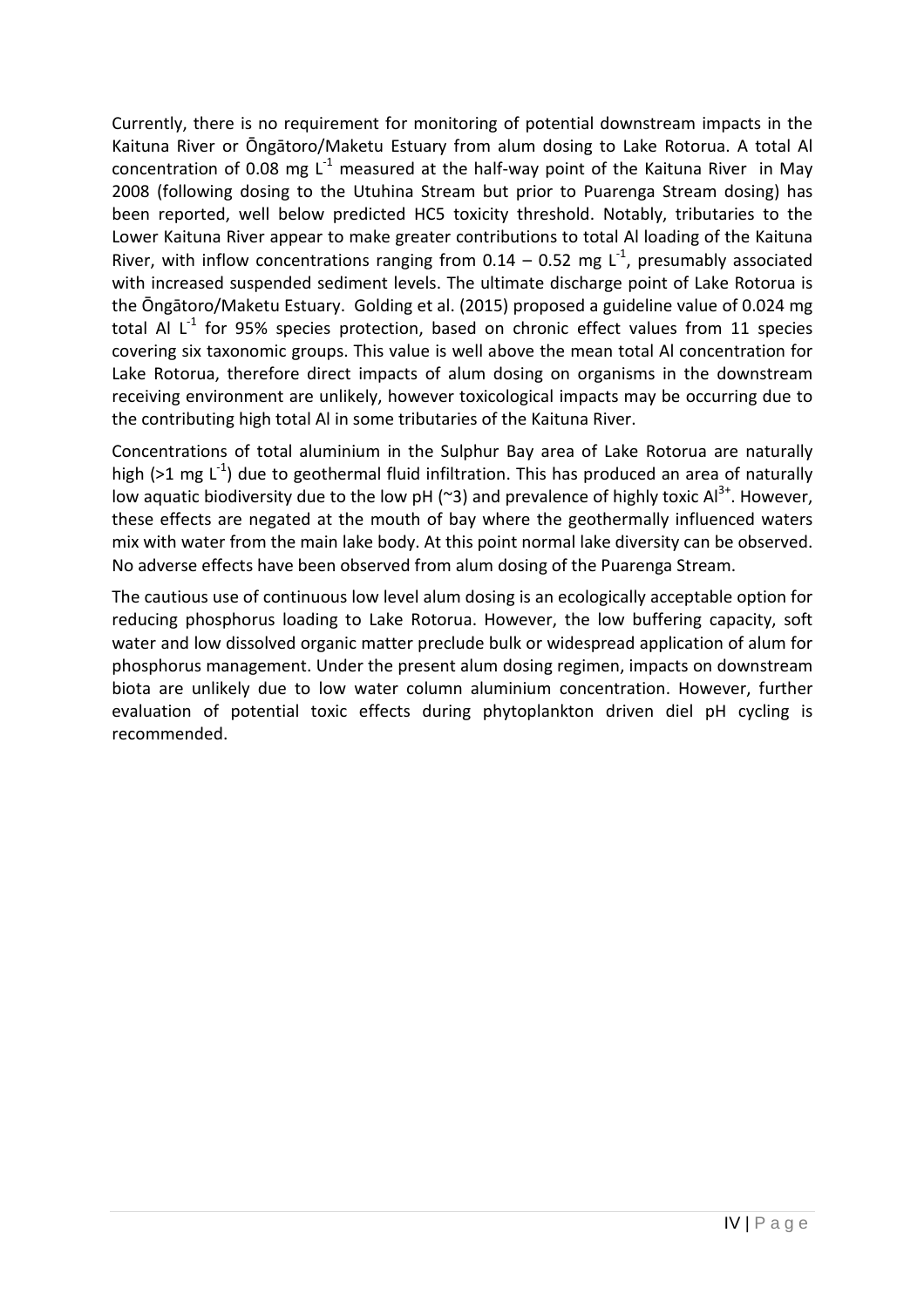Currently, there is no requirement for monitoring of potential downstream impacts in the Kaituna River or Ōngātoro/Maketu Estuary from alum dosing to Lake Rotorua. A total Al concentration of 0.08 mg $L^{-1}$ measured at the half-way point of the Kaituna River in May 2008 (following dosing to the Utuhina Stream but prior to Puarenga Stream dosing) has been reported, well below predicted HC5 toxicity threshold. Notably, tributaries to the Lower Kaituna River appear to make greater contributions to total Al loading of the Kaituna River, with inflow concentrations ranging from 0.14 – 0.52 mg $L^{-1}$, presumably associated with increased suspended sediment levels. The ultimate discharge point of Lake Rotorua is the Ōngātoro/Maketu Estuary. Golding et al. (2015) proposed a guideline value of 0.024 mg total Al $L^{-1}$ for 95% species protection, based on chronic effect values from 11 species covering six taxonomic groups. This value is well above the mean total Al concentration for Lake Rotorua, therefore direct impacts of alum dosing on organisms in the downstream receiving environment are unlikely, however toxicological impacts may be occurring due to the contributing high total Al in some tributaries of the Kaituna River.

Concentrations of total aluminium in the Sulphur Bay area of Lake Rotorua are naturally high (>1 mg $L^{-1}$) due to geothermal fluid infiltration. This has produced an area of naturally low aquatic biodiversity due to the low pH (~3) and prevalence of highly toxic $Al^{3+}$. However, these effects are negated at the mouth of bay where the geothermally influenced waters mix with water from the main lake body. At this point normal lake diversity can be observed. No adverse effects have been observed from alum dosing of the Puarenga Stream.

The cautious use of continuous low level alum dosing is an ecologically acceptable option for reducing phosphorus loading to Lake Rotorua. However, the low buffering capacity, soft water and low dissolved organic matter preclude bulk or widespread application of alum for phosphorus management. Under the present alum dosing regimen, impacts on downstream biota are unlikely due to low water column aluminium concentration. However, further evaluation of potential toxic effects during phytoplankton driven diel pH cycling is recommended.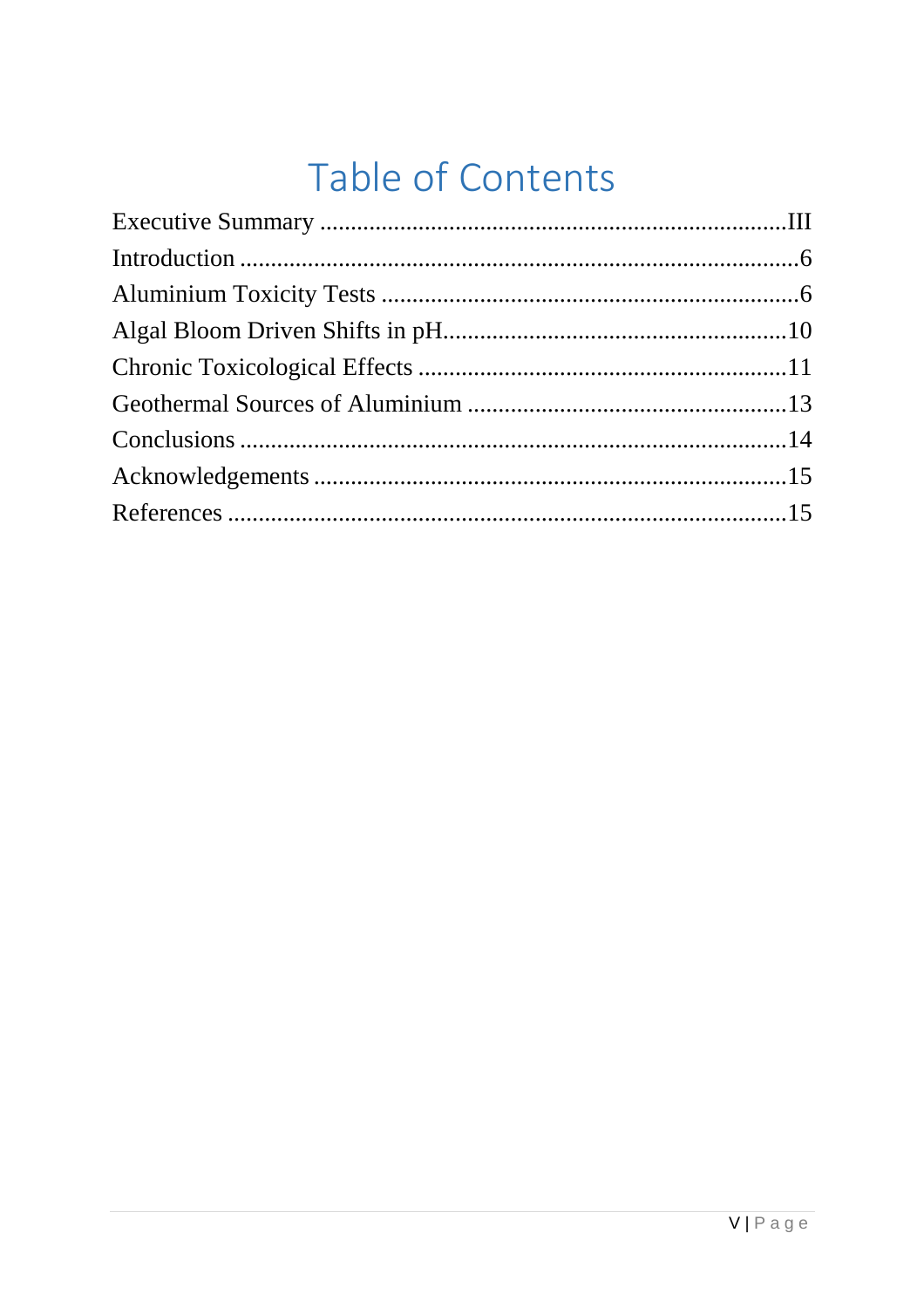# Table of Contents

Executive Summary ........................................................................III
Introduction ..........................................................................................6
Aluminium Toxicity Tests ...................................................................6
Algal Bloom Driven Shifts in pH.......................................................10
Chronic Toxicological Effects ...........................................................11
Geothermal Sources of Aluminium ...................................................13
Conclusions .........................................................................................14
Acknowledgements ............................................................................15
References ...........................................................................................15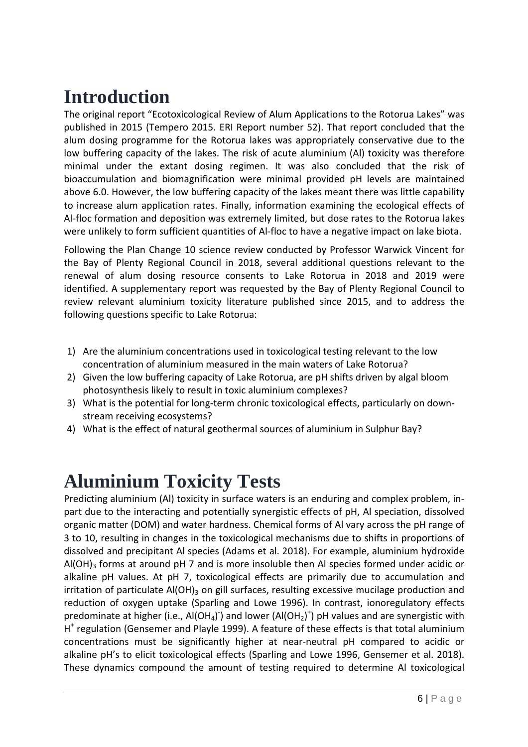# Introduction

The original report "Ecotoxicological Review of Alum Applications to the Rotorua Lakes" was published in 2015 (Tempero 2015. ERI Report number 52). That report concluded that the alum dosing programme for the Rotorua lakes was appropriately conservative due to the low buffering capacity of the lakes. The risk of acute aluminium (Al) toxicity was therefore minimal under the extant dosing regimen. It was also concluded that the risk of bioaccumulation and biomagnification were minimal provided pH levels are maintained above 6.0. However, the low buffering capacity of the lakes meant there was little capability to increase alum application rates. Finally, information examining the ecological effects of Al-floc formation and deposition was extremely limited, but dose rates to the Rotorua lakes were unlikely to form sufficient quantities of Al-floc to have a negative impact on lake biota.

Following the Plan Change 10 science review conducted by Professor Warwick Vincent for the Bay of Plenty Regional Council in 2018, several additional questions relevant to the renewal of alum dosing resource consents to Lake Rotorua in 2018 and 2019 were identified. A supplementary report was requested by the Bay of Plenty Regional Council to review relevant aluminium toxicity literature published since 2015, and to address the following questions specific to Lake Rotorua:

1) Are the aluminium concentrations used in toxicological testing relevant to the low concentration of aluminium measured in the main waters of Lake Rotorua?
2) Given the low buffering capacity of Lake Rotorua, are pH shifts driven by algal bloom photosynthesis likely to result in toxic aluminium complexes?
3) What is the potential for long-term chronic toxicological effects, particularly on down-stream receiving ecosystems?
4) What is the effect of natural geothermal sources of aluminium in Sulphur Bay?

# Aluminium Toxicity Tests

Predicting aluminium (Al) toxicity in surface waters is an enduring and complex problem, in-part due to the interacting and potentially synergistic effects of pH, Al speciation, dissolved organic matter (DOM) and water hardness. Chemical forms of Al vary across the pH range of 3 to 10, resulting in changes in the toxicological mechanisms due to shifts in proportions of dissolved and precipitant Al species (Adams et al. 2018). For example, aluminium hydroxide $Al(OH)_3$ forms at around pH 7 and is more insoluble then Al species formed under acidic or alkaline pH values. At pH 7, toxicological effects are primarily due to accumulation and irritation of particulate $Al(OH)_3$ on gill surfaces, resulting excessive mucilage production and reduction of oxygen uptake (Sparling and Lowe 1996). In contrast, ionoregulatory effects predominate at higher (i.e., $Al(OH_4)^-$) and lower ($Al(OH_2)^+$) pH values and are synergistic with $H^+$ regulation (Gensemer and Playle 1999). A feature of these effects is that total aluminium concentrations must be significantly higher at near-neutral pH compared to acidic or alkaline pH's to elicit toxicological effects (Sparling and Lowe 1996, Gensemer et al. 2018). These dynamics compound the amount of testing required to determine Al toxicological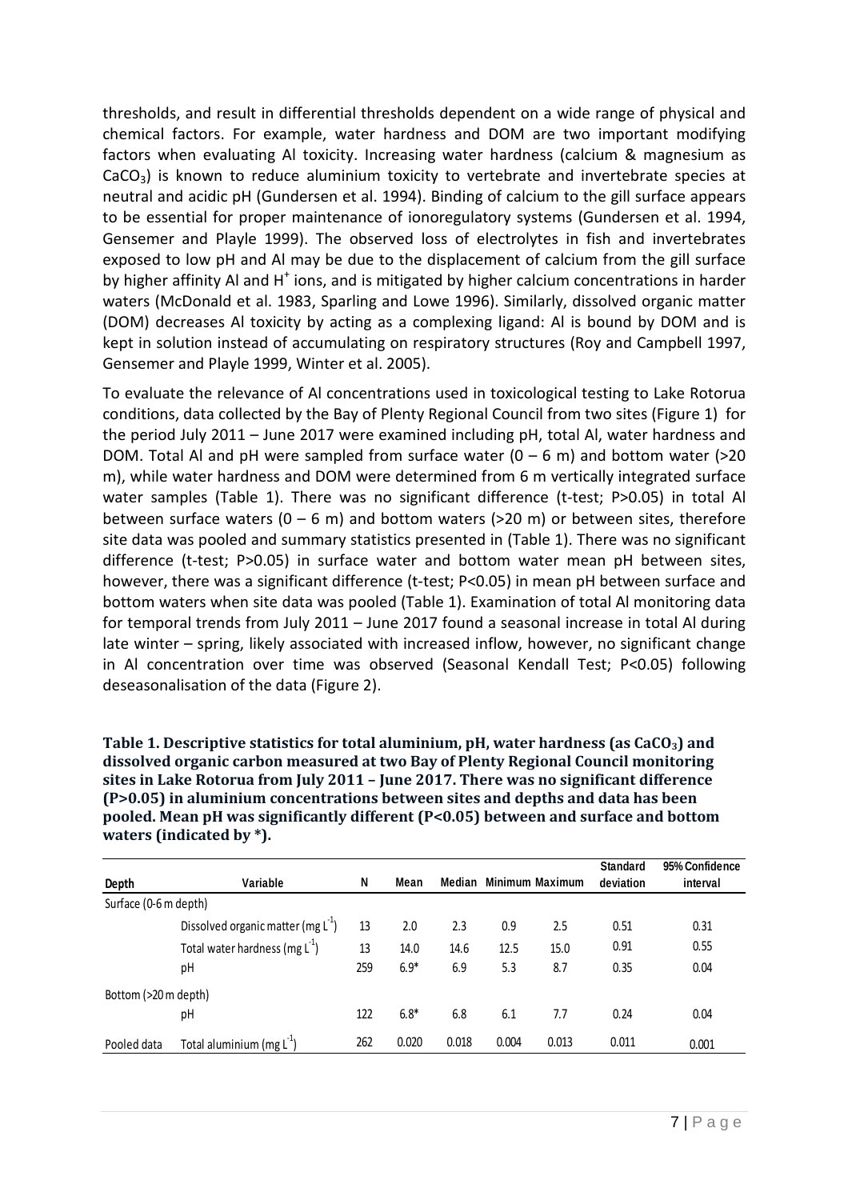thresholds, and result in differential thresholds dependent on a wide range of physical and chemical factors. For example, water hardness and DOM are two important modifying factors when evaluating Al toxicity. Increasing water hardness (calcium & magnesium as $CaCO_3$) is known to reduce aluminium toxicity to vertebrate and invertebrate species at neutral and acidic pH (Gundersen et al. 1994). Binding of calcium to the gill surface appears to be essential for proper maintenance of ionoregulatory systems (Gundersen et al. 1994, Gensemer and Playle 1999). The observed loss of electrolytes in fish and invertebrates exposed to low pH and Al may be due to the displacement of calcium from the gill surface by higher affinity Al and $H^+$ ions, and is mitigated by higher calcium concentrations in harder waters (McDonald et al. 1983, Sparling and Lowe 1996). Similarly, dissolved organic matter (DOM) decreases Al toxicity by acting as a complexing ligand: Al is bound by DOM and is kept in solution instead of accumulating on respiratory structures (Roy and Campbell 1997, Gensemer and Playle 1999, Winter et al. 2005).

To evaluate the relevance of Al concentrations used in toxicological testing to Lake Rotorua conditions, data collected by the Bay of Plenty Regional Council from two sites (Figure 1) for the period July 2011 – June 2017 were examined including pH, total Al, water hardness and DOM. Total Al and pH were sampled from surface water (0 – 6 m) and bottom water (>20 m), while water hardness and DOM were determined from 6 m vertically integrated surface water samples (Table 1). There was no significant difference (t-test; P>0.05) in total Al between surface waters (0 – 6 m) and bottom waters (>20 m) or between sites, therefore site data was pooled and summary statistics presented in (Table 1). There was no significant difference (t-test; P>0.05) in surface water and bottom water mean pH between sites, however, there was a significant difference (t-test; P<0.05) in mean pH between surface and bottom waters when site data was pooled (Table 1). Examination of total Al monitoring data for temporal trends from July 2011 – June 2017 found a seasonal increase in total Al during late winter – spring, likely associated with increased inflow, however, no significant change in Al concentration over time was observed (Seasonal Kendall Test; P<0.05) following deseasonalisation of the data (Figure 2).

**Table 1. Descriptive statistics for total aluminium, pH, water hardness (as $CaCO_3$) and dissolved organic carbon measured at two Bay of Plenty Regional Council monitoring sites in Lake Rotorua from July 2011 – June 2017. There was no significant difference (P>0.05) in aluminium concentrations between sites and depths and data has been pooled. Mean pH was significantly different (P<0.05) between and surface and bottom waters (indicated by *).**

| Depth | Variable | N | Mean | Median | Minimum | Maximum | Standard deviation | 95% Confidence interval |
|---|---|---|---|---|---|---|---|---|
| Surface (0-6 m depth) | | | | | | | | |
| | Dissolved organic matter (mg $L^{-1}$) | 13 | 2.0 | 2.3 | 0.9 | 2.5 | 0.51 | 0.31 |
| | Total water hardness (mg $L^{-1}$) | 13 | 14.0 | 14.6 | 12.5 | 15.0 | 0.91 | 0.55 |
| | pH | 259 | 6.9* | 6.9 | 5.3 | 8.7 | 0.35 | 0.04 |
| Bottom (>20 m depth) | | | | | | | | |
| | pH | 122 | 6.8* | 6.8 | 6.1 | 7.7 | 0.24 | 0.04 |
| Pooled data | Total aluminium (mg $L^{-1}$) | 262 | 0.020 | 0.018 | 0.004 | 0.013 | 0.011 | 0.001 |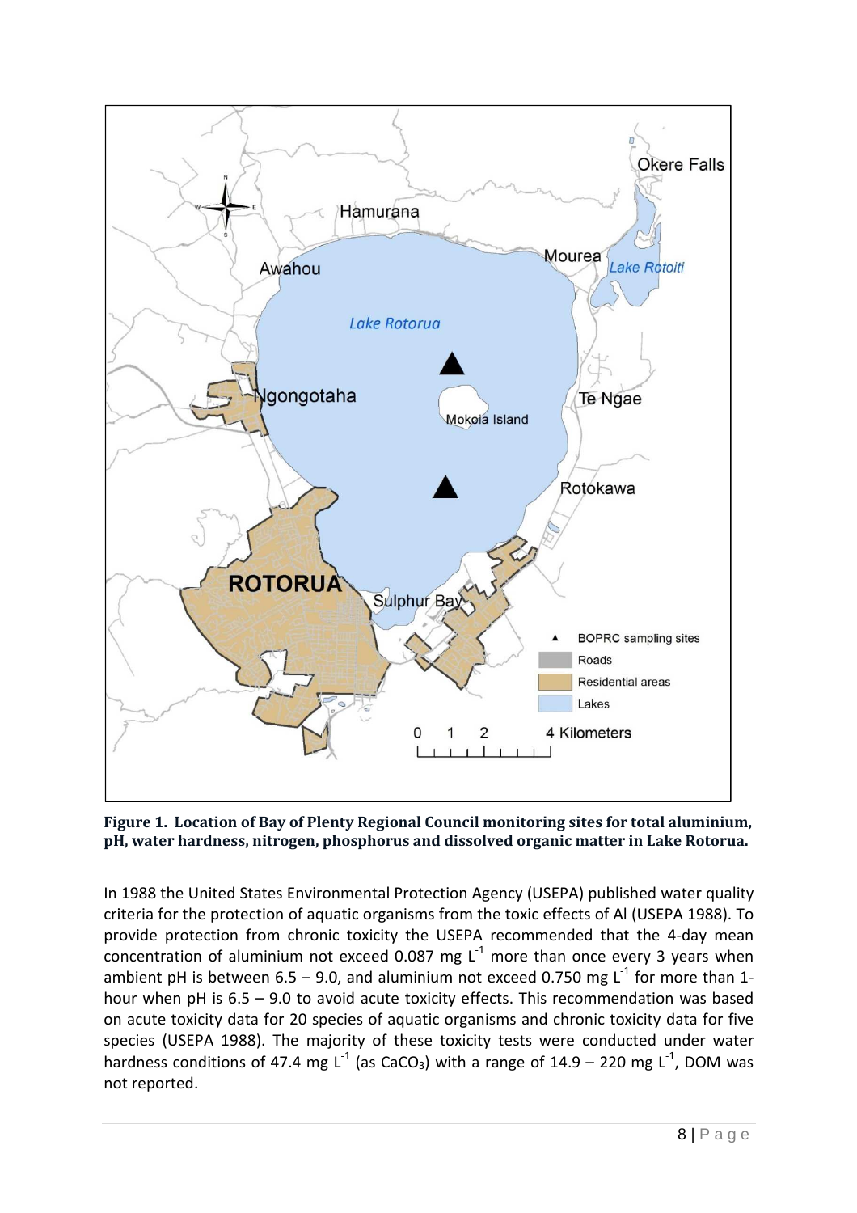**Figure 1. Location of Bay of Plenty Regional Council monitoring sites for total aluminium, pH, water hardness, nitrogen, phosphorus and dissolved organic matter in Lake Rotorua.**

In 1988 the United States Environmental Protection Agency (USEPA) published water quality criteria for the protection of aquatic organisms from the toxic effects of Al (USEPA 1988). To provide protection from chronic toxicity the USEPA recommended that the 4-day mean concentration of aluminium not exceed 0.087 mg $L^{-1}$ more than once every 3 years when ambient pH is between 6.5 – 9.0, and aluminium not exceed 0.750 mg $L^{-1}$ for more than 1-hour when pH is 6.5 – 9.0 to avoid acute toxicity effects. This recommendation was based on acute toxicity data for 20 species of aquatic organisms and chronic toxicity data for five species (USEPA 1988). The majority of these toxicity tests were conducted under water hardness conditions of 47.4 mg $L^{-1}$ (as $CaCO_3$) with a range of 14.9 – 220 mg $L^{-1}$, DOM was not reported.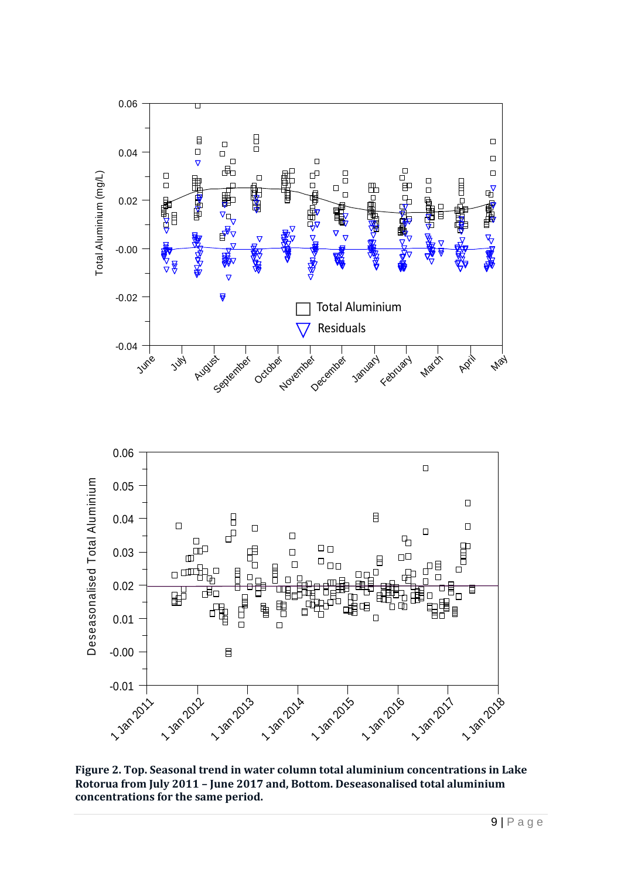**Figure 2. Top. Seasonal trend in water column total aluminium concentrations in Lake Rotorua from July 2011 – June 2017 and, Bottom. Deseasonalised total aluminium concentrations for the same period.**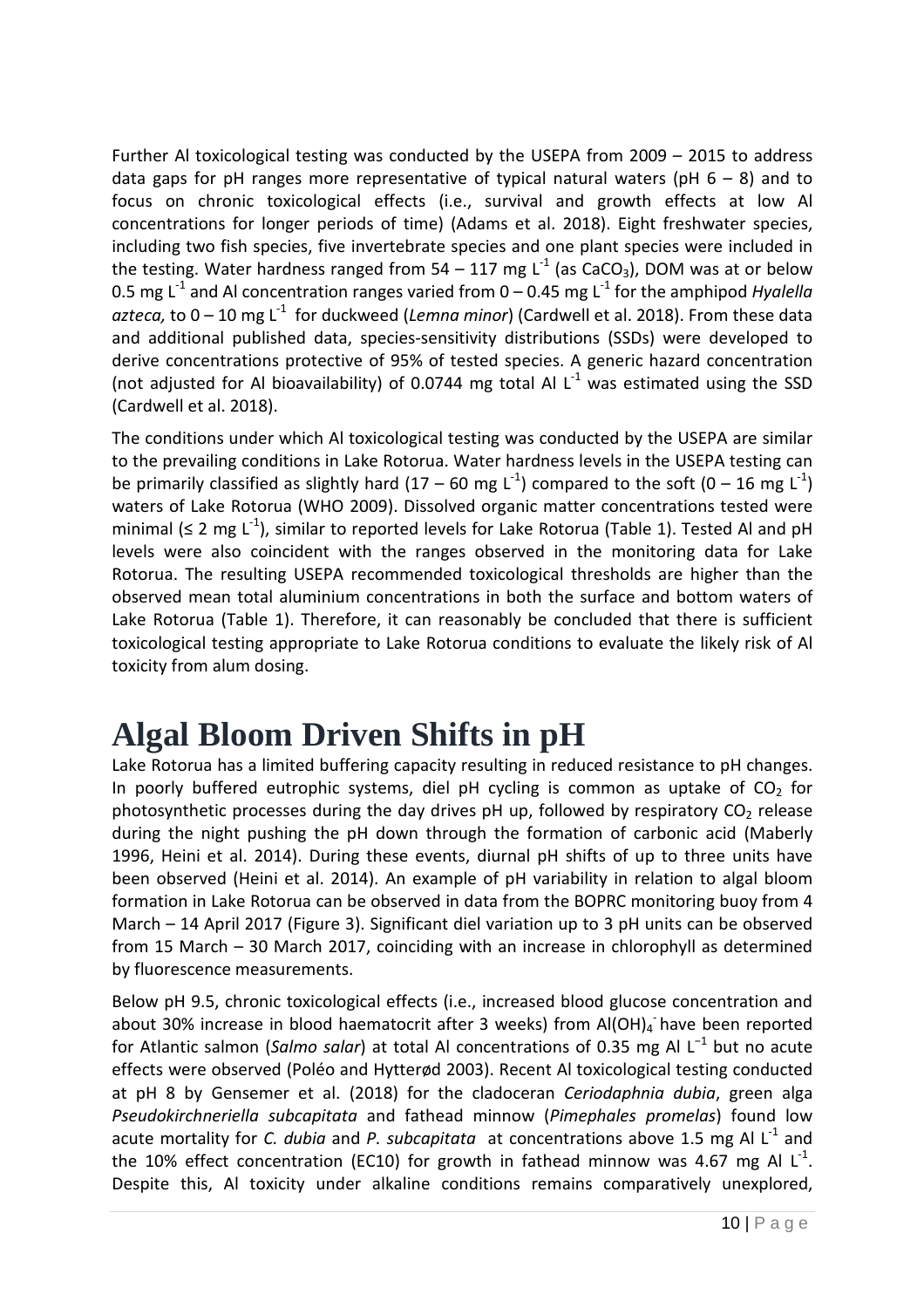Further Al toxicological testing was conducted by the USEPA from 2009 – 2015 to address data gaps for pH ranges more representative of typical natural waters (pH 6 – 8) and to focus on chronic toxicological effects (i.e., survival and growth effects at low Al concentrations for longer periods of time) (Adams et al. 2018). Eight freshwater species, including two fish species, five invertebrate species and one plant species were included in the testing. Water hardness ranged from 54 – 117 mg $L^{-1}$ (as $CaCO_3$), DOM was at or below 0.5 mg $L^{-1}$ and Al concentration ranges varied from 0 – 0.45 mg $L^{-1}$ for the amphipod *Hyalella azteca,* to 0 – 10 mg $L^{-1}$ for duckweed (*Lemna minor*) (Cardwell et al. 2018). From these data and additional published data, species-sensitivity distributions (SSDs) were developed to derive concentrations protective of 95% of tested species. A generic hazard concentration (not adjusted for Al bioavailability) of 0.0744 mg total Al $L^{-1}$ was estimated using the SSD (Cardwell et al. 2018).

The conditions under which Al toxicological testing was conducted by the USEPA are similar to the prevailing conditions in Lake Rotorua. Water hardness levels in the USEPA testing can be primarily classified as slightly hard (17 – 60 mg $L^{-1}$) compared to the soft (0 – 16 mg $L^{-1}$) waters of Lake Rotorua (WHO 2009). Dissolved organic matter concentrations tested were minimal (≤ 2 mg $L^{-1}$), similar to reported levels for Lake Rotorua (Table 1). Tested Al and pH levels were also coincident with the ranges observed in the monitoring data for Lake Rotorua. The resulting USEPA recommended toxicological thresholds are higher than the observed mean total aluminium concentrations in both the surface and bottom waters of Lake Rotorua (Table 1). Therefore, it can reasonably be concluded that there is sufficient toxicological testing appropriate to Lake Rotorua conditions to evaluate the likely risk of Al toxicity from alum dosing.

# Algal Bloom Driven Shifts in pH

Lake Rotorua has a limited buffering capacity resulting in reduced resistance to pH changes. In poorly buffered eutrophic systems, diel pH cycling is common as uptake of $CO_2$ for photosynthetic processes during the day drives pH up, followed by respiratory $CO_2$ release during the night pushing the pH down through the formation of carbonic acid (Maberly 1996, Heini et al. 2014). During these events, diurnal pH shifts of up to three units have been observed (Heini et al. 2014). An example of pH variability in relation to algal bloom formation in Lake Rotorua can be observed in data from the BOPRC monitoring buoy from 4 March – 14 April 2017 (Figure 3). Significant diel variation up to 3 pH units can be observed from 15 March – 30 March 2017, coinciding with an increase in chlorophyll as determined by fluorescence measurements.

Below pH 9.5, chronic toxicological effects (i.e., increased blood glucose concentration and about 30% increase in blood haematocrit after 3 weeks) from $Al(OH)_4^-$ have been reported for Atlantic salmon (*Salmo salar*) at total Al concentrations of 0.35 mg Al $L^{-1}$ but no acute effects were observed (Poléo and Hytterød 2003). Recent Al toxicological testing conducted at pH 8 by Gensemer et al. (2018) for the cladoceran *Ceriodaphnia dubia*, green alga *Pseudokirchneriella subcapitata* and fathead minnow (*Pimephales promelas*) found low acute mortality for *C. dubia* and *P. subcapitata* at concentrations above 1.5 mg Al $L^{-1}$ and the 10% effect concentration (EC10) for growth in fathead minnow was 4.67 mg Al $L^{-1}$. Despite this, Al toxicity under alkaline conditions remains comparatively unexplored,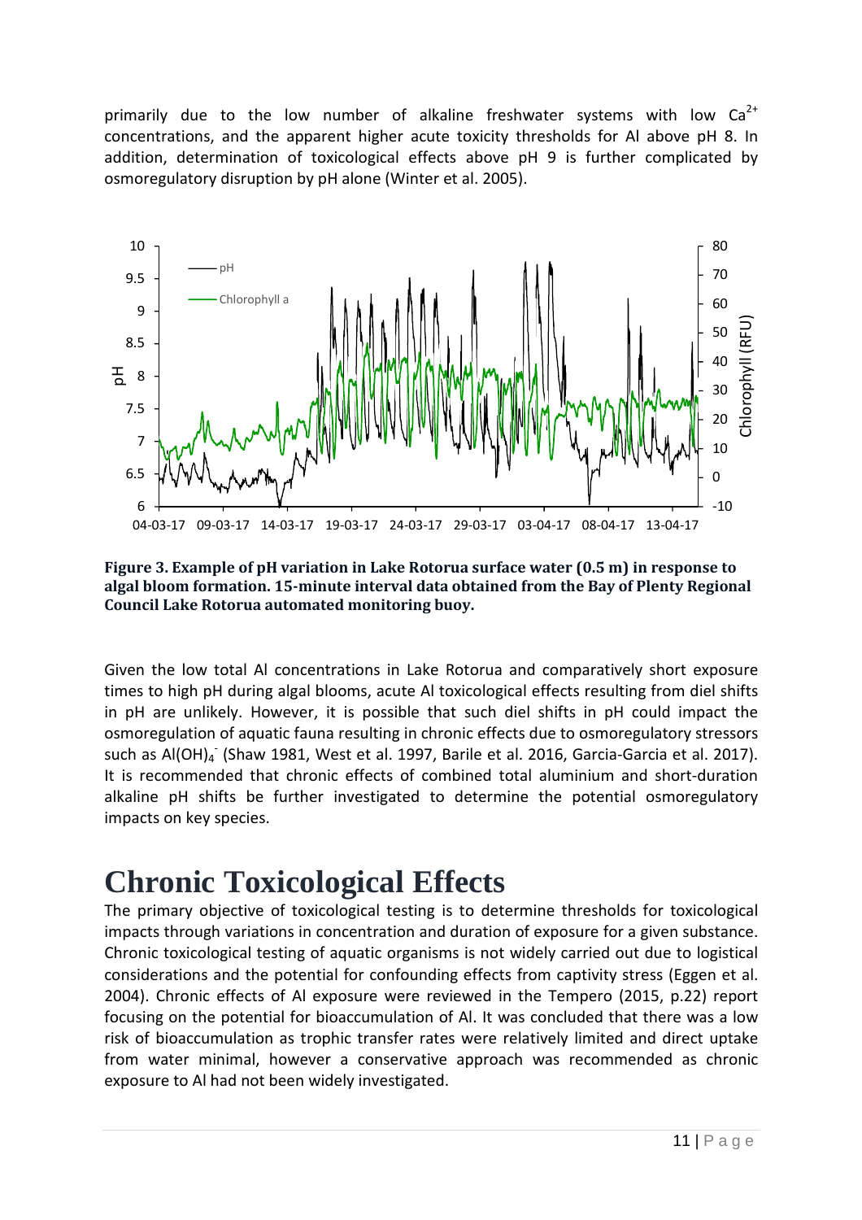primarily due to the low number of alkaline freshwater systems with low $Ca^{2+}$ concentrations, and the apparent higher acute toxicity thresholds for Al above pH 8. In addition, determination of toxicological effects above pH 9 is further complicated by osmoregulatory disruption by pH alone (Winter et al. 2005).

**Figure 3. Example of pH variation in Lake Rotorua surface water (0.5 m) in response to algal bloom formation. 15-minute interval data obtained from the Bay of Plenty Regional Council Lake Rotorua automated monitoring buoy.**

Given the low total Al concentrations in Lake Rotorua and comparatively short exposure times to high pH during algal blooms, acute Al toxicological effects resulting from diel shifts in pH are unlikely. However, it is possible that such diel shifts in pH could impact the osmoregulation of aquatic fauna resulting in chronic effects due to osmoregulatory stressors such as $Al(OH)_4^-$ (Shaw 1981, West et al. 1997, Barile et al. 2016, Garcia-Garcia et al. 2017). It is recommended that chronic effects of combined total aluminium and short-duration alkaline pH shifts be further investigated to determine the potential osmoregulatory impacts on key species.

# Chronic Toxicological Effects

The primary objective of toxicological testing is to determine thresholds for toxicological impacts through variations in concentration and duration of exposure for a given substance. Chronic toxicological testing of aquatic organisms is not widely carried out due to logistical considerations and the potential for confounding effects from captivity stress (Eggen et al. 2004). Chronic effects of Al exposure were reviewed in the Tempero (2015, p.22) report focusing on the potential for bioaccumulation of Al. It was concluded that there was a low risk of bioaccumulation as trophic transfer rates were relatively limited and direct uptake from water minimal, however a conservative approach was recommended as chronic exposure to Al had not been widely investigated.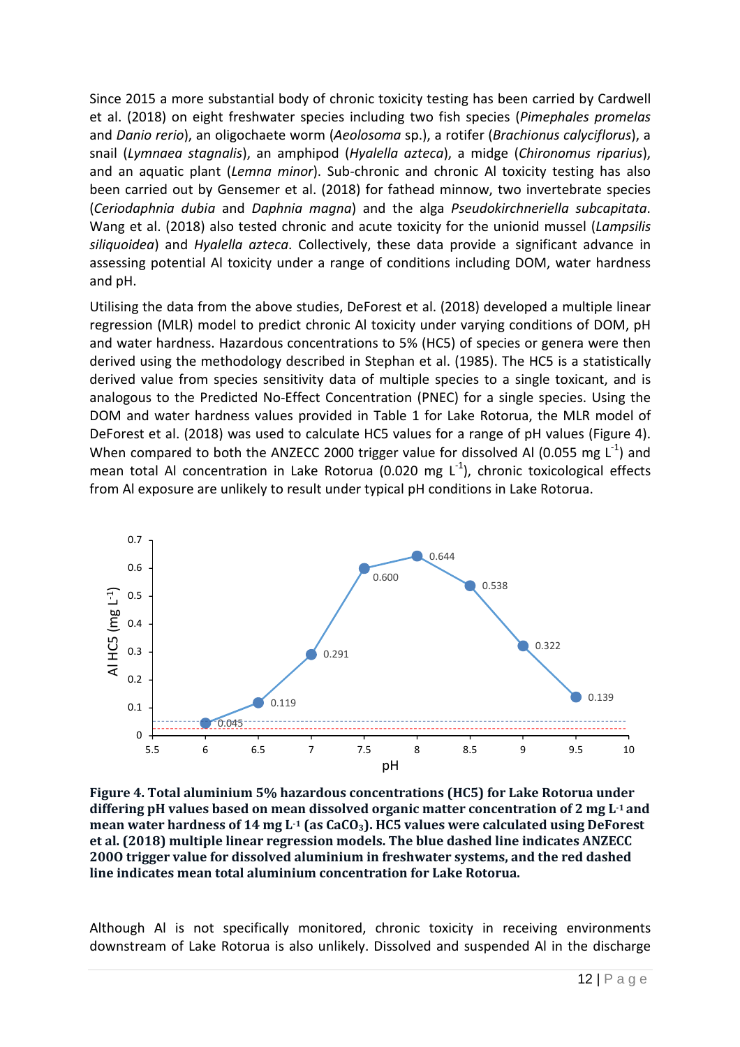Since 2015 a more substantial body of chronic toxicity testing has been carried by Cardwell et al. (2018) on eight freshwater species including two fish species (*Pimephales promelas* and *Danio rerio*), an oligochaete worm (*Aeolosoma* sp.), a rotifer (*Brachionus calyciflorus*), a snail (*Lymnaea stagnalis*), an amphipod (*Hyalella azteca*), a midge (*Chironomus riparius*), and an aquatic plant (*Lemna minor*). Sub-chronic and chronic Al toxicity testing has also been carried out by Gensemer et al. (2018) for fathead minnow, two invertebrate species (*Ceriodaphnia dubia* and *Daphnia magna*) and the alga *Pseudokirchneriella subcapitata*. Wang et al. (2018) also tested chronic and acute toxicity for the unionid mussel (*Lampsilis siliquoidea*) and *Hyalella azteca*. Collectively, these data provide a significant advance in assessing potential Al toxicity under a range of conditions including DOM, water hardness and pH.

Utilising the data from the above studies, DeForest et al. (2018) developed a multiple linear regression (MLR) model to predict chronic Al toxicity under varying conditions of DOM, pH and water hardness. Hazardous concentrations to 5% (HC5) of species or genera were then derived using the methodology described in Stephan et al. (1985). The HC5 is a statistically derived value from species sensitivity data of multiple species to a single toxicant, and is analogous to the Predicted No-Effect Concentration (PNEC) for a single species. Using the DOM and water hardness values provided in Table 1 for Lake Rotorua, the MLR model of DeForest et al. (2018) was used to calculate HC5 values for a range of pH values (Figure 4). When compared to both the ANZECC 2000 trigger value for dissolved Al (0.055 mg $L^{-1}$) and mean total Al concentration in Lake Rotorua (0.020 mg $L^{-1}$), chronic toxicological effects from Al exposure are unlikely to result under typical pH conditions in Lake Rotorua.

| pH | Al HC5 (mg $L^{-1}$) |
|---|---|
| 6 | 0.045 |
| 6.5 | 0.119 |
| 7 | 0.291 |
| 7.5 | 0.600 |
| 8 | 0.644 |
| 8.5 | 0.538 |
| 9 | 0.322 |
| 9.5 | 0.139 |

**Figure 4. Total aluminium 5% hazardous concentrations (HC5) for Lake Rotorua under differing pH values based on mean dissolved organic matter concentration of 2 mg $L^{-1}$ and mean water hardness of 14 mg $L^{-1}$ (as $CaCO_3$). HC5 values were calculated using DeForest et al. (2018) multiple linear regression models. The blue dashed line indicates ANZECC 2000 trigger value for dissolved aluminium in freshwater systems, and the red dashed line indicates mean total aluminium concentration for Lake Rotorua.**

Although Al is not specifically monitored, chronic toxicity in receiving environments downstream of Lake Rotorua is also unlikely. Dissolved and suspended Al in the discharge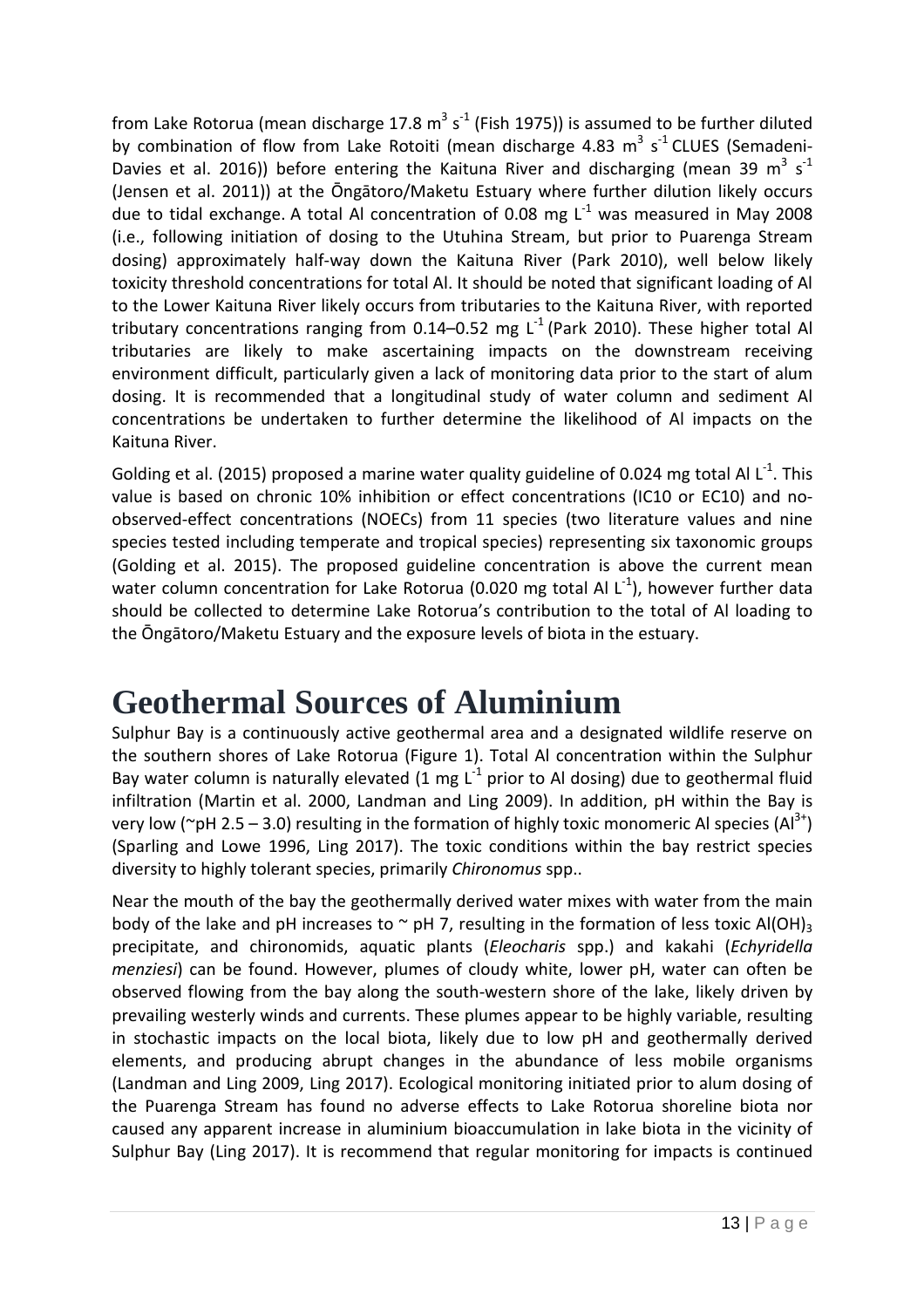from Lake Rotorua (mean discharge 17.8 $m^3$ $s^{-1}$ (Fish 1975)) is assumed to be further diluted by combination of flow from Lake Rotoiti (mean discharge 4.83 $m^3$ $s^{-1}$ CLUES (Semadeni-Davies et al. 2016)) before entering the Kaituna River and discharging (mean 39 $m^3$ $s^{-1}$ (Jensen et al. 2011)) at the Ōngātoro/Maketu Estuary where further dilution likely occurs due to tidal exchange. A total Al concentration of 0.08 mg $L^{-1}$ was measured in May 2008 (i.e., following initiation of dosing to the Utuhina Stream, but prior to Puarenga Stream dosing) approximately half-way down the Kaituna River (Park 2010), well below likely toxicity threshold concentrations for total Al. It should be noted that significant loading of Al to the Lower Kaituna River likely occurs from tributaries to the Kaituna River, with reported tributary concentrations ranging from 0.14–0.52 mg $L^{-1}$ (Park 2010). These higher total Al tributaries are likely to make ascertaining impacts on the downstream receiving environment difficult, particularly given a lack of monitoring data prior to the start of alum dosing. It is recommended that a longitudinal study of water column and sediment Al concentrations be undertaken to further determine the likelihood of Al impacts on the Kaituna River.

Golding et al. (2015) proposed a marine water quality guideline of 0.024 mg total Al $L^{-1}$. This value is based on chronic 10% inhibition or effect concentrations (IC10 or EC10) and no-observed-effect concentrations (NOECs) from 11 species (two literature values and nine species tested including temperate and tropical species) representing six taxonomic groups (Golding et al. 2015). The proposed guideline concentration is above the current mean water column concentration for Lake Rotorua (0.020 mg total Al $L^{-1}$), however further data should be collected to determine Lake Rotorua's contribution to the total of Al loading to the Ōngātoro/Maketu Estuary and the exposure levels of biota in the estuary.

# Geothermal Sources of Aluminium

Sulphur Bay is a continuously active geothermal area and a designated wildlife reserve on the southern shores of Lake Rotorua (Figure 1). Total Al concentration within the Sulphur Bay water column is naturally elevated (1 mg $L^{-1}$ prior to Al dosing) due to geothermal fluid infiltration (Martin et al. 2000, Landman and Ling 2009). In addition, pH within the Bay is very low (~pH 2.5 – 3.0) resulting in the formation of highly toxic monomeric Al species ($Al^{3+}$) (Sparling and Lowe 1996, Ling 2017). The toxic conditions within the bay restrict species diversity to highly tolerant species, primarily *Chironomus* spp..

Near the mouth of the bay the geothermally derived water mixes with water from the main body of the lake and pH increases to ~ pH 7, resulting in the formation of less toxic $Al(OH)_3$ precipitate, and chironomids, aquatic plants (*Eleocharis* spp.) and kakahi (*Echyridella menziesi*) can be found. However, plumes of cloudy white, lower pH, water can often be observed flowing from the bay along the south-western shore of the lake, likely driven by prevailing westerly winds and currents. These plumes appear to be highly variable, resulting in stochastic impacts on the local biota, likely due to low pH and geothermally derived elements, and producing abrupt changes in the abundance of less mobile organisms (Landman and Ling 2009, Ling 2017). Ecological monitoring initiated prior to alum dosing of the Puarenga Stream has found no adverse effects to Lake Rotorua shoreline biota nor caused any apparent increase in aluminium bioaccumulation in lake biota in the vicinity of Sulphur Bay (Ling 2017). It is recommend that regular monitoring for impacts is continued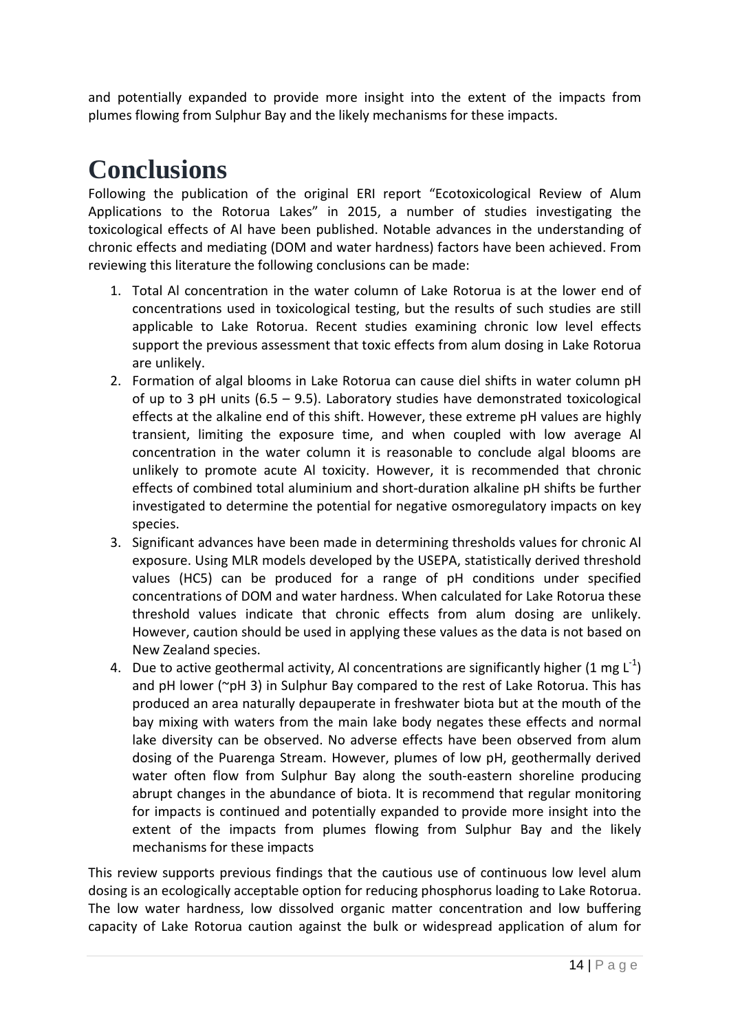and potentially expanded to provide more insight into the extent of the impacts from plumes flowing from Sulphur Bay and the likely mechanisms for these impacts.

# Conclusions

Following the publication of the original ERI report "Ecotoxicological Review of Alum Applications to the Rotorua Lakes" in 2015, a number of studies investigating the toxicological effects of Al have been published. Notable advances in the understanding of chronic effects and mediating (DOM and water hardness) factors have been achieved. From reviewing this literature the following conclusions can be made:

1. Total Al concentration in the water column of Lake Rotorua is at the lower end of concentrations used in toxicological testing, but the results of such studies are still applicable to Lake Rotorua. Recent studies examining chronic low level effects support the previous assessment that toxic effects from alum dosing in Lake Rotorua are unlikely.
2. Formation of algal blooms in Lake Rotorua can cause diel shifts in water column pH of up to 3 pH units (6.5 – 9.5). Laboratory studies have demonstrated toxicological effects at the alkaline end of this shift. However, these extreme pH values are highly transient, limiting the exposure time, and when coupled with low average Al concentration in the water column it is reasonable to conclude algal blooms are unlikely to promote acute Al toxicity. However, it is recommended that chronic effects of combined total aluminium and short-duration alkaline pH shifts be further investigated to determine the potential for negative osmoregulatory impacts on key species.
3. Significant advances have been made in determining thresholds values for chronic Al exposure. Using MLR models developed by the USEPA, statistically derived threshold values (HC5) can be produced for a range of pH conditions under specified concentrations of DOM and water hardness. When calculated for Lake Rotorua these threshold values indicate that chronic effects from alum dosing are unlikely. However, caution should be used in applying these values as the data is not based on New Zealand species.
4. Due to active geothermal activity, Al concentrations are significantly higher (1 mg $L^{-1}$) and pH lower (~pH 3) in Sulphur Bay compared to the rest of Lake Rotorua. This has produced an area naturally depauperate in freshwater biota but at the mouth of the bay mixing with waters from the main lake body negates these effects and normal lake diversity can be observed. No adverse effects have been observed from alum dosing of the Puarenga Stream. However, plumes of low pH, geothermally derived water often flow from Sulphur Bay along the south-eastern shoreline producing abrupt changes in the abundance of biota. It is recommend that regular monitoring for impacts is continued and potentially expanded to provide more insight into the extent of the impacts from plumes flowing from Sulphur Bay and the likely mechanisms for these impacts

This review supports previous findings that the cautious use of continuous low level alum dosing is an ecologically acceptable option for reducing phosphorus loading to Lake Rotorua. The low water hardness, low dissolved organic matter concentration and low buffering capacity of Lake Rotorua caution against the bulk or widespread application of alum for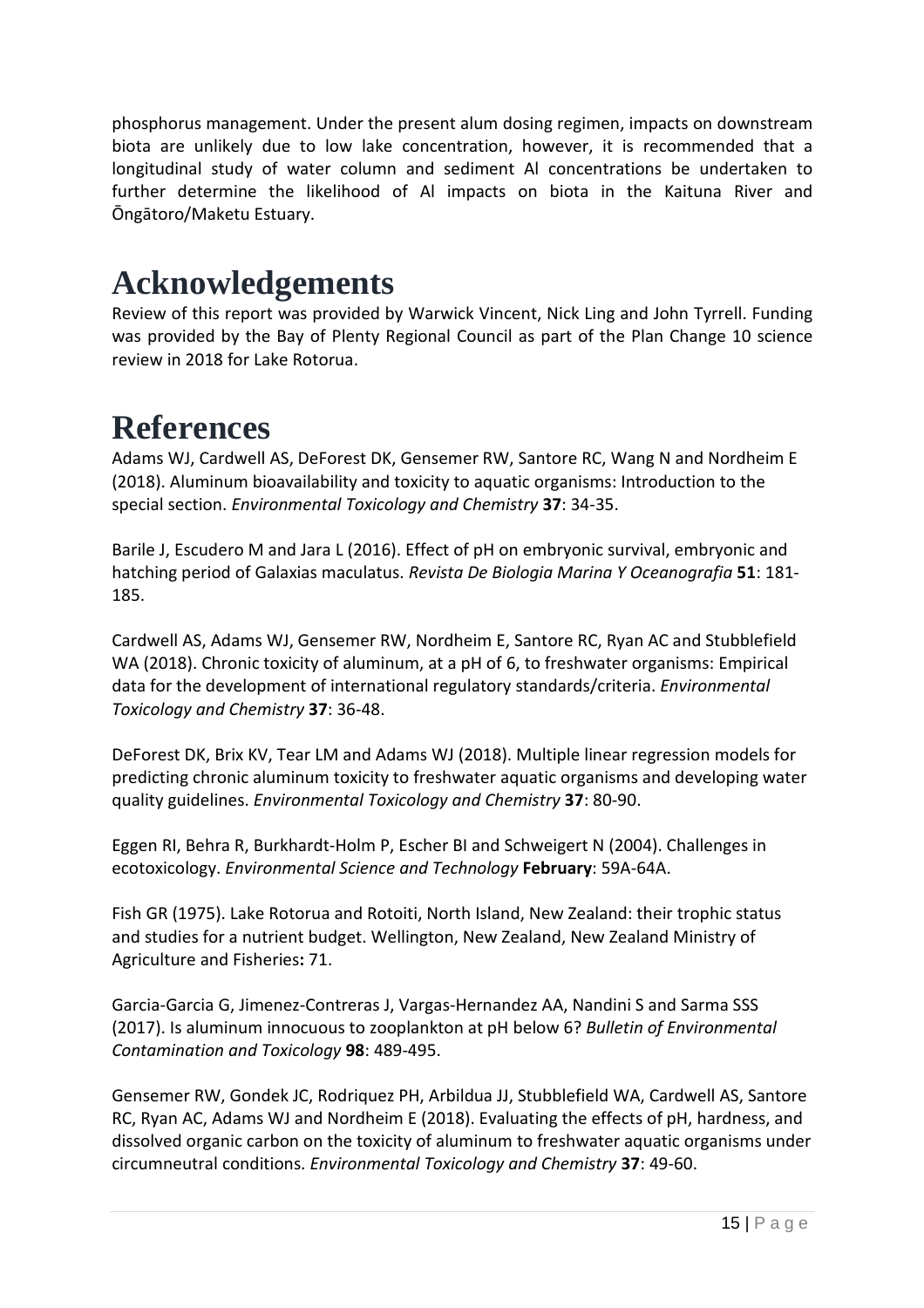phosphorus management. Under the present alum dosing regimen, impacts on downstream biota are unlikely due to low lake concentration, however, it is recommended that a longitudinal study of water column and sediment Al concentrations be undertaken to further determine the likelihood of Al impacts on biota in the Kaituna River and Ōngātoro/Maketu Estuary.

# Acknowledgements

Review of this report was provided by Warwick Vincent, Nick Ling and John Tyrrell. Funding was provided by the Bay of Plenty Regional Council as part of the Plan Change 10 science review in 2018 for Lake Rotorua.

# References

Adams WJ, Cardwell AS, DeForest DK, Gensemer RW, Santore RC, Wang N and Nordheim E (2018). Aluminum bioavailability and toxicity to aquatic organisms: Introduction to the special section. *Environmental Toxicology and Chemistry* **37**: 34-35.

Barile J, Escudero M and Jara L (2016). Effect of pH on embryonic survival, embryonic and hatching period of Galaxias maculatus. *Revista De Biologia Marina Y Oceanografia* **51**: 181-185.

Cardwell AS, Adams WJ, Gensemer RW, Nordheim E, Santore RC, Ryan AC and Stubblefield WA (2018). Chronic toxicity of aluminum, at a pH of 6, to freshwater organisms: Empirical data for the development of international regulatory standards/criteria. *Environmental Toxicology and Chemistry* **37**: 36-48.

DeForest DK, Brix KV, Tear LM and Adams WJ (2018). Multiple linear regression models for predicting chronic aluminum toxicity to freshwater aquatic organisms and developing water quality guidelines. *Environmental Toxicology and Chemistry* **37**: 80-90.

Eggen RI, Behra R, Burkhardt-Holm P, Escher BI and Schweigert N (2004). Challenges in ecotoxicology. *Environmental Science and Technology* **February**: 59A-64A.

Fish GR (1975). Lake Rotorua and Rotoiti, North Island, New Zealand: their trophic status and studies for a nutrient budget. Wellington, New Zealand, New Zealand Ministry of Agriculture and Fisheries**:** 71.

Garcia-Garcia G, Jimenez-Contreras J, Vargas-Hernandez AA, Nandini S and Sarma SSS (2017). Is aluminum innocuous to zooplankton at pH below 6? *Bulletin of Environmental Contamination and Toxicology* **98**: 489-495.

Gensemer RW, Gondek JC, Rodriquez PH, Arbildua JJ, Stubblefield WA, Cardwell AS, Santore RC, Ryan AC, Adams WJ and Nordheim E (2018). Evaluating the effects of pH, hardness, and dissolved organic carbon on the toxicity of aluminum to freshwater aquatic organisms under circumneutral conditions. *Environmental Toxicology and Chemistry* **37**: 49-60.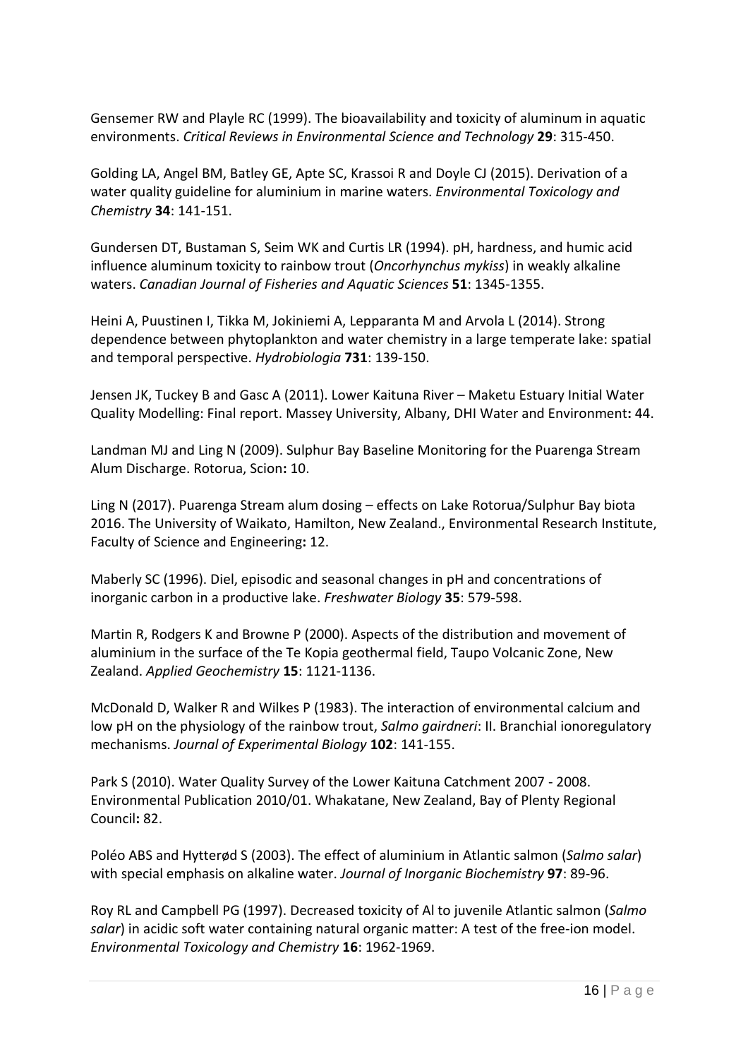Gensemer RW and Playle RC (1999). The bioavailability and toxicity of aluminum in aquatic environments. *Critical Reviews in Environmental Science and Technology* **29**: 315-450.

Golding LA, Angel BM, Batley GE, Apte SC, Krassoi R and Doyle CJ (2015). Derivation of a water quality guideline for aluminium in marine waters. *Environmental Toxicology and Chemistry* **34**: 141-151.

Gundersen DT, Bustaman S, Seim WK and Curtis LR (1994). pH, hardness, and humic acid influence aluminum toxicity to rainbow trout (*Oncorhynchus mykiss*) in weakly alkaline waters. *Canadian Journal of Fisheries and Aquatic Sciences* **51**: 1345-1355.

Heini A, Puustinen I, Tikka M, Jokiniemi A, Lepparanta M and Arvola L (2014). Strong dependence between phytoplankton and water chemistry in a large temperate lake: spatial and temporal perspective. *Hydrobiologia* **731**: 139-150.

Jensen JK, Tuckey B and Gasc A (2011). Lower Kaituna River – Maketu Estuary Initial Water Quality Modelling: Final report. Massey University, Albany, DHI Water and Environment**:** 44.

Landman MJ and Ling N (2009). Sulphur Bay Baseline Monitoring for the Puarenga Stream Alum Discharge. Rotorua, Scion**:** 10.

Ling N (2017). Puarenga Stream alum dosing – effects on Lake Rotorua/Sulphur Bay biota 2016. The University of Waikato, Hamilton, New Zealand., Environmental Research Institute, Faculty of Science and Engineering**:** 12.

Maberly SC (1996). Diel, episodic and seasonal changes in pH and concentrations of inorganic carbon in a productive lake. *Freshwater Biology* **35**: 579-598.

Martin R, Rodgers K and Browne P (2000). Aspects of the distribution and movement of aluminium in the surface of the Te Kopia geothermal field, Taupo Volcanic Zone, New Zealand. *Applied Geochemistry* **15**: 1121-1136.

McDonald D, Walker R and Wilkes P (1983). The interaction of environmental calcium and low pH on the physiology of the rainbow trout, *Salmo gairdneri*: II. Branchial ionoregulatory mechanisms. *Journal of Experimental Biology* **102**: 141-155.

Park S (2010). Water Quality Survey of the Lower Kaituna Catchment 2007 - 2008. Environmental Publication 2010/01. Whakatane, New Zealand, Bay of Plenty Regional Council**:** 82.

Poléo ABS and Hytterød S (2003). The effect of aluminium in Atlantic salmon (*Salmo salar*) with special emphasis on alkaline water. *Journal of Inorganic Biochemistry* **97**: 89-96.

Roy RL and Campbell PG (1997). Decreased toxicity of Al to juvenile Atlantic salmon (*Salmo salar*) in acidic soft water containing natural organic matter: A test of the free-ion model. *Environmental Toxicology and Chemistry* **16**: 1962-1969.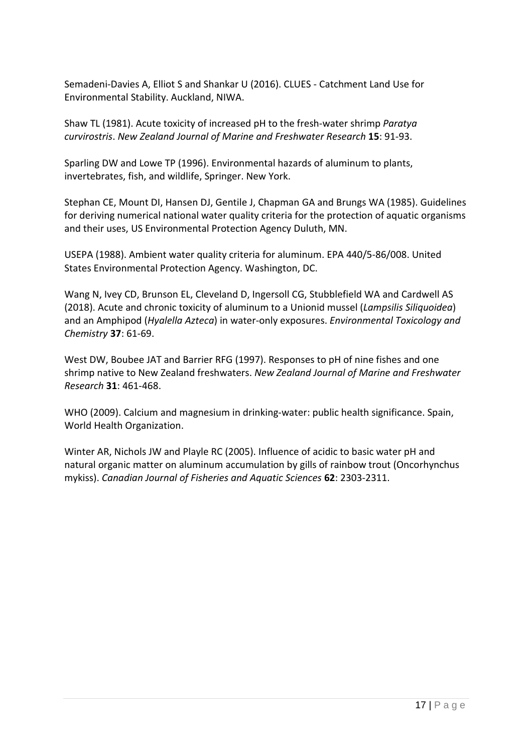Semadeni-Davies A, Elliot S and Shankar U (2016). CLUES - Catchment Land Use for Environmental Stability. Auckland, NIWA.

Shaw TL (1981). Acute toxicity of increased pH to the fresh-water shrimp *Paratya curvirostris*. *New Zealand Journal of Marine and Freshwater Research* **15**: 91-93.

Sparling DW and Lowe TP (1996). Environmental hazards of aluminum to plants, invertebrates, fish, and wildlife, Springer. New York.

Stephan CE, Mount DI, Hansen DJ, Gentile J, Chapman GA and Brungs WA (1985). Guidelines for deriving numerical national water quality criteria for the protection of aquatic organisms and their uses, US Environmental Protection Agency Duluth, MN.

USEPA (1988). Ambient water quality criteria for aluminum. EPA 440/5-86/008. United States Environmental Protection Agency. Washington, DC.

Wang N, Ivey CD, Brunson EL, Cleveland D, Ingersoll CG, Stubblefield WA and Cardwell AS (2018). Acute and chronic toxicity of aluminum to a Unionid mussel (*Lampsilis Siliquoidea*) and an Amphipod (*Hyalella Azteca*) in water-only exposures. *Environmental Toxicology and Chemistry* **37**: 61-69.

West DW, Boubee JAT and Barrier RFG (1997). Responses to pH of nine fishes and one shrimp native to New Zealand freshwaters. *New Zealand Journal of Marine and Freshwater Research* **31**: 461-468.

WHO (2009). Calcium and magnesium in drinking-water: public health significance. Spain, World Health Organization.

Winter AR, Nichols JW and Playle RC (2005). Influence of acidic to basic water pH and natural organic matter on aluminum accumulation by gills of rainbow trout (Oncorhynchus mykiss). *Canadian Journal of Fisheries and Aquatic Sciences* **62**: 2303-2311.